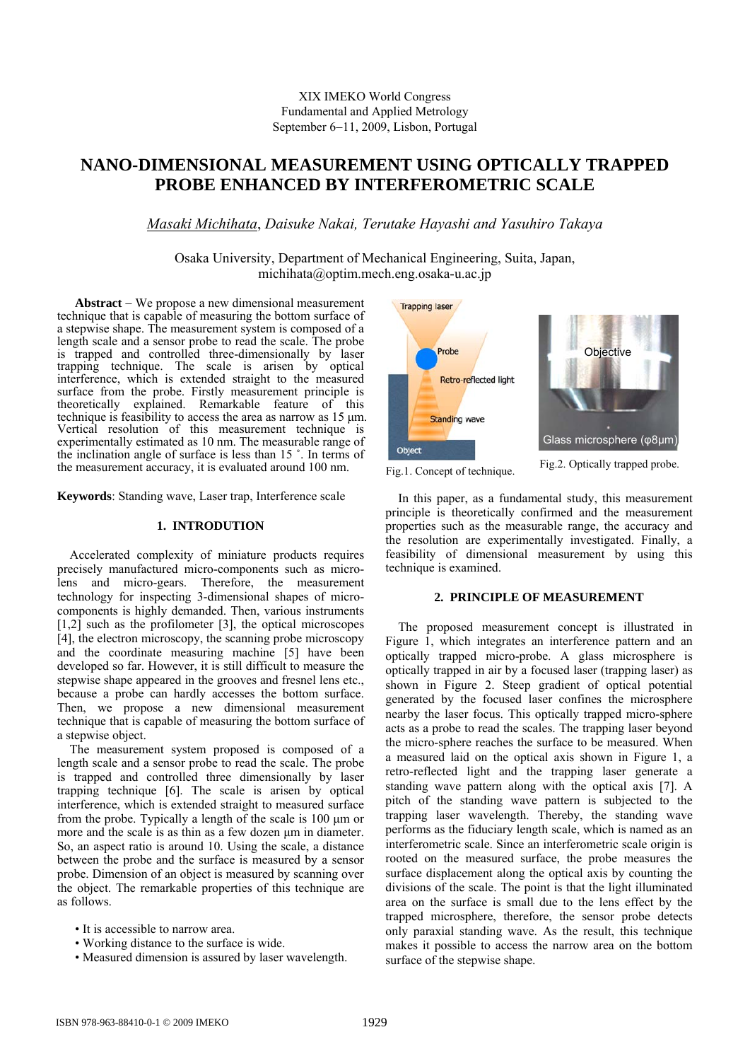XIX IMEKO World Congress
Fundamental and Applied Metrology
September 6−11, 2009, Lisbon, Portugal

# NANO-DIMENSIONAL MEASUREMENT USING OPTICALLY TRAPPED PROBE ENHANCED BY INTERFEROMETRIC SCALE

*Masaki Michihata, Daisuke Nakai, Terutake Hayashi and Yasuhiro Takaya*

Osaka University, Department of Mechanical Engineering, Suita, Japan,
michihata@optim.mech.eng.osaka-u.ac.jp

**Abstract** – We propose a new dimensional measurement technique that is capable of measuring the bottom surface of a stepwise shape. The measurement system is composed of a length scale and a sensor probe to read the scale. The probe is trapped and controlled three-dimensionally by laser trapping technique. The scale is arisen by optical interference, which is extended straight to the measured surface from the probe. Firstly measurement principle is theoretically explained. Remarkable feature of this technique is feasibility to access the area as narrow as 15 µm. Vertical resolution of this measurement technique is experimentally estimated as 10 nm. The measurable range of the inclination angle of surface is less than 15 ˚. In terms of the measurement accuracy, it is evaluated around 100 nm.

**Keywords**: Standing wave, Laser trap, Interference scale

## 1. INTRODUCTION

Accelerated complexity of miniature products requires precisely manufactured micro-components such as micro-lens and micro-gears. Therefore, the measurement technology for inspecting 3-dimensional shapes of micro-components is highly demanded. Then, various instruments [1,2] such as the profilometer [3], the optical microscopes [4], the electron microscopy, the scanning probe microscopy and the coordinate measuring machine [5] have been developed so far. However, it is still difficult to measure the stepwise shape appeared in the grooves and fresnel lens etc., because a probe can hardly accesses the bottom surface. Then, we propose a new dimensional measurement technique that is capable of measuring the bottom surface of a stepwise object.

The measurement system proposed is composed of a length scale and a sensor probe to read the scale. The probe is trapped and controlled three dimensionally by laser trapping technique [6]. The scale is arisen by optical interference, which is extended straight to measured surface from the probe. Typically a length of the scale is 100 µm or more and the scale is as thin as a few dozen µm in diameter. So, an aspect ratio is around 10. Using the scale, a distance between the probe and the surface is measured by a sensor probe. Dimension of an object is measured by scanning over the object. The remarkable properties of this technique are as follows.

- It is accessible to narrow area.
- Working distance to the surface is wide.
- Measured dimension is assured by laser wavelength.

Fig.1. Concept of technique.

Fig.2. Optically trapped probe.

In this paper, as a fundamental study, this measurement principle is theoretically confirmed and the measurement properties such as the measurable range, the accuracy and the resolution are experimentally investigated. Finally, a feasibility of dimensional measurement by using this technique is examined.

## 2. PRINCIPLE OF MEASUREMENT

The proposed measurement concept is illustrated in Figure 1, which integrates an interference pattern and an optically trapped micro-probe. A glass microsphere is optically trapped in air by a focused laser (trapping laser) as shown in Figure 2. Steep gradient of optical potential generated by the focused laser confines the microsphere nearby the laser focus. This optically trapped micro-sphere acts as a probe to read the scales. The trapping laser beyond the micro-sphere reaches the surface to be measured. When a measured laid on the optical axis shown in Figure 1, a retro-reflected light and the trapping laser generate a standing wave pattern along with the optical axis [7]. A pitch of the standing wave pattern is subjected to the trapping laser wavelength. Thereby, the standing wave performs as the fiduciary length scale, which is named as an interferometric scale. Since an interferometric scale origin is rooted on the measured surface, the probe measures the surface displacement along the optical axis by counting the divisions of the scale. The point is that the light illuminated area on the surface is small due to the lens effect by the trapped microsphere, therefore, the sensor probe detects only paraxial standing wave. As the result, this technique makes it possible to access the narrow area on the bottom surface of the stepwise shape.

ISBN 978-963-88410-0-1 © 2009 IMEKO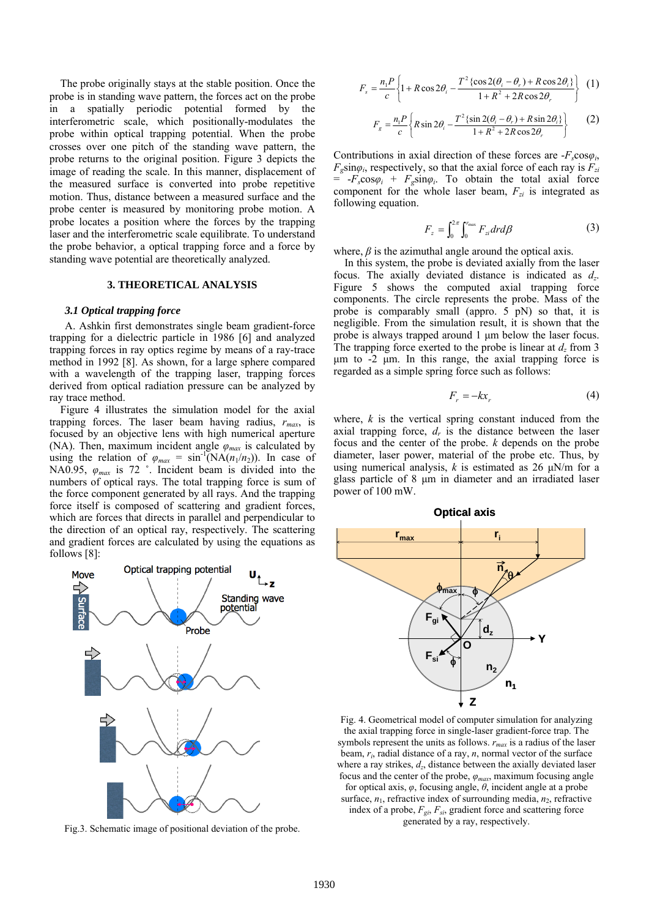The probe originally stays at the stable position. Once the probe is in standing wave pattern, the forces act on the probe in a spatially periodic potential formed by the interferometric scale, which positionally-modulates the probe within optical trapping potential. When the probe crosses over one pitch of the standing wave pattern, the probe returns to the original position. Figure 3 depicts the image of reading the scale. In this manner, displacement of the measured surface is converted into probe repetitive motion. Thus, distance between a measured surface and the probe center is measured by monitoring probe motion. A probe locates a position where the forces by the trapping laser and the interferometric scale equilibrate. To understand the probe behavior, a optical trapping force and a force by standing wave potential are theoretically analyzed.

Fig.3. Schematic image of positional deviation of the probe.

## 3. THEORETICAL ANALYSIS

### 3.1 Optical trapping force

A. Ashkin first demonstrates single beam gradient-force trapping for a dielectric particle in 1986 [6] and analyzed trapping forces in ray optics regime by means of a ray-trace method in 1992 [8]. As shown, for a large sphere compared with a wavelength of the trapping laser, trapping forces derived from optical radiation pressure can be analyzed by ray trace method.

Figure 4 illustrates the simulation model for the axial trapping forces. The laser beam having radius, $r_{max}$, is focused by an objective lens with high numerical aperture (NA). Then, maximum incident angle $\varphi_{max}$ is calculated by using the relation of $\varphi_{max} = \sin^{-1}(\mathrm{NA}(n_1/n_2))$. In case of NA0.95, $\varphi_{max}$ is 72 °. Incident beam is divided into the numbers of optical rays. The total trapping force is sum of the force component generated by all rays. And the trapping force itself is composed of scattering and gradient forces, which are forces that directs in parallel and perpendicular to the direction of an optical ray, respectively. The scattering and gradient forces are calculated by using the equations as follows [8]:

$$F_s = \frac{n_1 P}{c}\left\{1 + R\cos 2\theta_i - \frac{T^2\{\cos 2(\theta_i - \theta_r) + R\cos 2\theta_i\}}{1 + R^2 + 2R\cos 2\theta_r}\right\} \quad (1)$$

$$F_g = \frac{n_1 P}{c}\left\{R\sin 2\theta_i - \frac{T^2\{\sin 2(\theta_i - \theta_r) + R\sin 2\theta_i\}}{1 + R^2 + 2R\cos 2\theta_r}\right\} \quad (2)$$

Contributions in axial direction of these forces are $-F_s\cos\varphi_i$, $F_g\sin\varphi_i$, respectively, so that the axial force of each ray is $F_{zi} = -F_s\cos\varphi_i + F_g\sin\varphi_i$. To obtain the total axial force component for the whole laser beam, $F_{zi}$ is integrated as following equation.

$$F_z = \int_0^{2\pi}\int_0^{r_{max}} F_{zi}\, dr d\beta \quad (3)$$

where, $\beta$ is the azimuthal angle around the optical axis.

In this system, the probe is deviated axially from the laser focus. The axially deviated distance is indicated as $d_z$. Figure 5 shows the computed axial trapping force components. The circle represents the probe. Mass of the probe is comparably small (appro. 5 pN) so that, it is negligible. From the simulation result, it is shown that the probe is always trapped around 1 μm below the laser focus. The trapping force exerted to the probe is linear at $d_z$ from 3 μm to -2 μm. In this range, the axial trapping force is regarded as a simple spring force such as follows:

$$F_r = -kx_r \quad (4)$$

where, $k$ is the vertical spring constant induced from the axial trapping force, $d_r$ is the distance between the laser focus and the center of the probe. $k$ depends on the probe diameter, laser power, material of the probe etc. Thus, by using numerical analysis, $k$ is estimated as 26 μN/m for a glass particle of 8 μm in diameter and an irradiated laser power of 100 mW.

Fig. 4. Geometrical model of computer simulation for analyzing the axial trapping force in single-laser gradient-force trap. The symbols represent the units as follows. $r_{max}$ is a radius of the laser beam, $r_i$, radial distance of a ray, $n$, normal vector of the surface where a ray strikes, $d_z$, distance between the axially deviated laser focus and the center of the probe, $\varphi_{max}$, maximum focusing angle for optical axis, $\varphi$, focusing angle, $\theta$, incident angle at a probe surface, $n_1$, refractive index of surrounding media, $n_2$, refractive index of a probe, $F_{gi}$, $F_{si}$, gradient force and scattering force generated by a ray, respectively.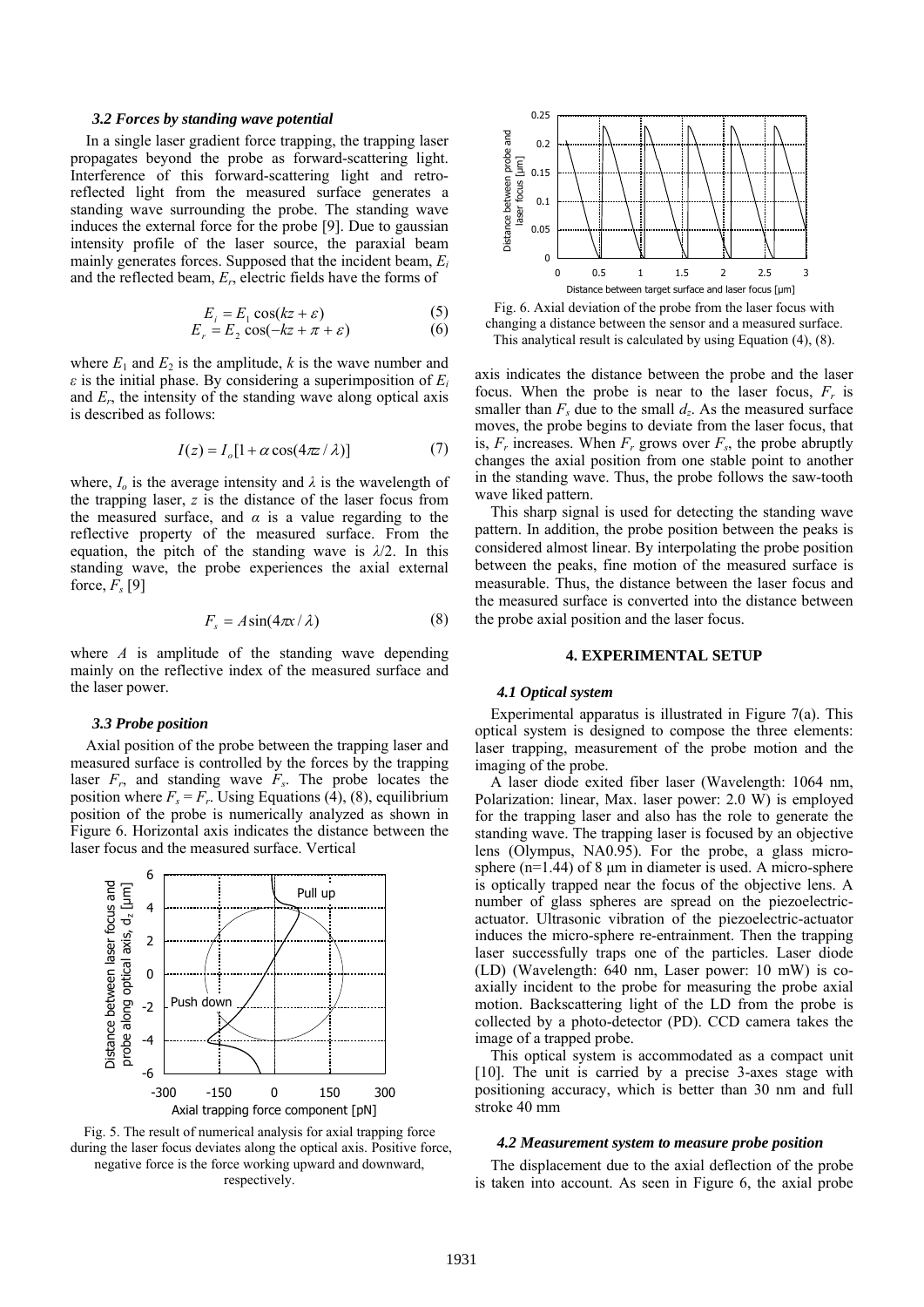### 3.2 Forces by standing wave potential

In a single laser gradient force trapping, the trapping laser propagates beyond the probe as forward-scattering light. Interference of this forward-scattering light and retro-reflected light from the measured surface generates a standing wave surrounding the probe. The standing wave induces the external force for the probe [9]. Due to gaussian intensity profile of the laser source, the paraxial beam mainly generates forces. Supposed that the incident beam, $E_i$ and the reflected beam, $E_r$, electric fields have the forms of

$$E_i = E_1 \cos(kz + \varepsilon) \tag{5}$$

$$E_r = E_2 \cos(-kz + \pi + \varepsilon) \tag{6}$$

where $E_1$ and $E_2$ is the amplitude, $k$ is the wave number and $\varepsilon$ is the initial phase. By considering a superimposition of $E_i$ and $E_r$, the intensity of the standing wave along optical axis is described as follows:

$$I(z) = I_o[1 + \alpha \cos(4\pi z / \lambda)] \tag{7}$$

where, $I_o$ is the average intensity and $\lambda$ is the wavelength of the trapping laser, $z$ is the distance of the laser focus from the measured surface, and $\alpha$ is a value regarding to the reflective property of the measured surface. From the equation, the pitch of the standing wave is $\lambda/2$. In this standing wave, the probe experiences the axial external force, $F_s$ [9]

$$F_s = A \sin(4\pi x / \lambda) \tag{8}$$

where $A$ is amplitude of the standing wave depending mainly on the reflective index of the measured surface and the laser power.

### 3.3 Probe position

Axial position of the probe between the trapping laser and measured surface is controlled by the forces by the trapping laser $F_r$, and standing wave $F_s$. The probe locates the position where $F_s = F_r$. Using Equations (4), (8), equilibrium position of the probe is numerically analyzed as shown in Figure 6. Horizontal axis indicates the distance between the laser focus and the measured surface. Vertical axis indicates the distance between the probe and the laser focus. When the probe is near to the laser focus, $F_r$ is smaller than $F_s$ due to the small $d_z$. As the measured surface moves, the probe begins to deviate from the laser focus, that is, $F_r$ increases. When $F_r$ grows over $F_s$, the probe abruptly changes the axial position from one stable point to another in the standing wave. Thus, the probe follows the saw-tooth wave liked pattern.

Fig. 5. The result of numerical analysis for axial trapping force during the laser focus deviates along the optical axis. Positive force, negative force is the force working upward and downward, respectively.

Fig. 6. Axial deviation of the probe from the laser focus with changing a distance between the sensor and a measured surface. This analytical result is calculated by using Equation (4), (8).

This sharp signal is used for detecting the standing wave pattern. In addition, the probe position between the peaks is considered almost linear. By interpolating the probe position between the peaks, fine motion of the measured surface is measurable. Thus, the distance between the laser focus and the measured surface is converted into the distance between the probe axial position and the laser focus.

## 4. EXPERIMENTAL SETUP

### 4.1 Optical system

Experimental apparatus is illustrated in Figure 7(a). This optical system is designed to compose the three elements: laser trapping, measurement of the probe motion and the imaging of the probe.

A laser diode exited fiber laser (Wavelength: 1064 nm, Polarization: linear, Max. laser power: 2.0 W) is employed for the trapping laser and also has the role to generate the standing wave. The trapping laser is focused by an objective lens (Olympus, NA0.95). For the probe, a glass micro-sphere (n=1.44) of 8 μm in diameter is used. A micro-sphere is optically trapped near the focus of the objective lens. A number of glass spheres are spread on the piezoelectric-actuator. Ultrasonic vibration of the piezoelectric-actuator induces the micro-sphere re-entrainment. Then the trapping laser successfully traps one of the particles. Laser diode (LD) (Wavelength: 640 nm, Laser power: 10 mW) is co-axially incident to the probe for measuring the probe axial motion. Backscattering light of the LD from the probe is collected by a photo-detector (PD). CCD camera takes the image of a trapped probe.

This optical system is accommodated as a compact unit [10]. The unit is carried by a precise 3-axes stage with positioning accuracy, which is better than 30 nm and full stroke 40 mm

### 4.2 Measurement system to measure probe position

The displacement due to the axial deflection of the probe is taken into account. As seen in Figure 6, the axial probe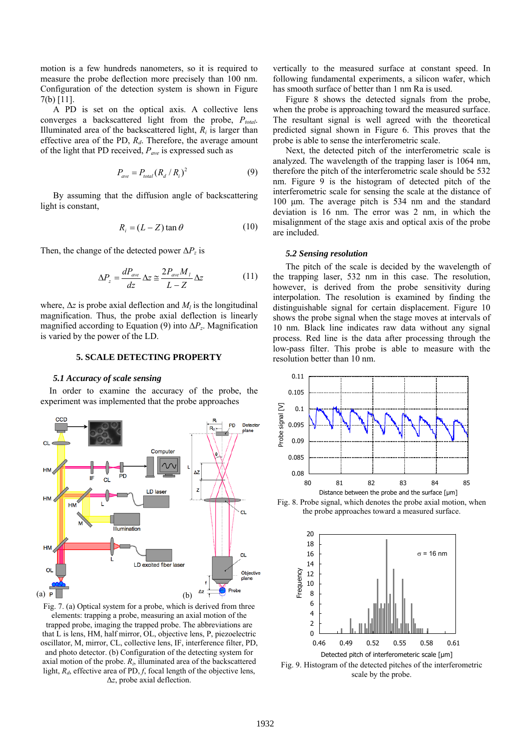motion is a few hundreds nanometers, so it is required to measure the probe deflection more precisely than 100 nm. Configuration of the detection system is shown in Figure 7(b) [11].

A PD is set on the optical axis. A collective lens converges a backscattered light from the probe, $P_{total}$. Illuminated area of the backscattered light, $R_i$ is larger than effective area of the PD, $R_d$. Therefore, the average amount of the light that PD received, $P_{ave}$ is expressed such as

$$P_{ave} = P_{total}(R_d / R_i)^2 \tag{9}$$

By assuming that the diffusion angle of backscattering light is constant,

$$R_i = (L - Z)\tan\theta \tag{10}$$

Then, the change of the detected power $\Delta P_z$ is

$$\Delta P_z = \frac{dP_{ave}}{dz}\Delta z \cong \frac{2P_{ave}M_l}{L - Z}\Delta z \tag{11}$$

where, $\Delta z$ is probe axial deflection and $M_l$ is the longitudinal magnification. Thus, the probe axial deflection is linearly magnified according to Equation (9) into $\Delta P_z$. Magnification is varied by the power of the LD.

## 5. SCALE DETECTING PROPERTY

### *5.1 Accuracy of scale sensing*

In order to examine the accuracy of the probe, the experiment was implemented that the probe approaches vertically to the measured surface at constant speed. In following fundamental experiments, a silicon wafer, which has smooth surface of better than 1 nm Ra is used.

Fig. 7. (a) Optical system for a probe, which is derived from three elements: trapping a probe, measuring an axial motion of the trapped probe, imaging the trapped probe. The abbreviations are that L is lens, HM, half mirror, OL, objective lens, P, piezoelectric oscillator, M, mirror, CL, collective lens, IF, interference filter, PD, and photo detector. (b) Configuration of the detecting system for axial motion of the probe. $R_i$, illuminated area of the backscattered light, $R_d$, effective area of PD, $f$, focal length of the objective lens, $\Delta z$, probe axial deflection.

Figure 8 shows the detected signals from the probe, when the probe is approaching toward the measured surface. The resultant signal is well agreed with the theoretical predicted signal shown in Figure 6. This proves that the probe is able to sense the interferometric scale.

Next, the detected pitch of the interferometric scale is analyzed. The wavelength of the trapping laser is 1064 nm, therefore the pitch of the interferometric scale should be 532 nm. Figure 9 is the histogram of detected pitch of the interferometric scale for sensing the scale at the distance of 100 µm. The average pitch is 534 nm and the standard deviation is 16 nm. The error was 2 nm, in which the misalignment of the stage axis and optical axis of the probe are included.

### *5.2 Sensing resolution*

The pitch of the scale is decided by the wavelength of the trapping laser, 532 nm in this case. The resolution, however, is derived from the probe sensitivity during interpolation. The resolution is examined by finding the distinguishable signal for certain displacement. Figure 10 shows the probe signal when the stage moves at intervals of 10 nm. Black line indicates raw data without any signal process. Red line is the data after processing through the low-pass filter. This probe is able to measure with the resolution better than 10 nm.

Fig. 8. Probe signal, which denotes the probe axial motion, when the probe approaches toward a measured surface.

Fig. 9. Histogram of the detected pitches of the interferometric scale by the probe.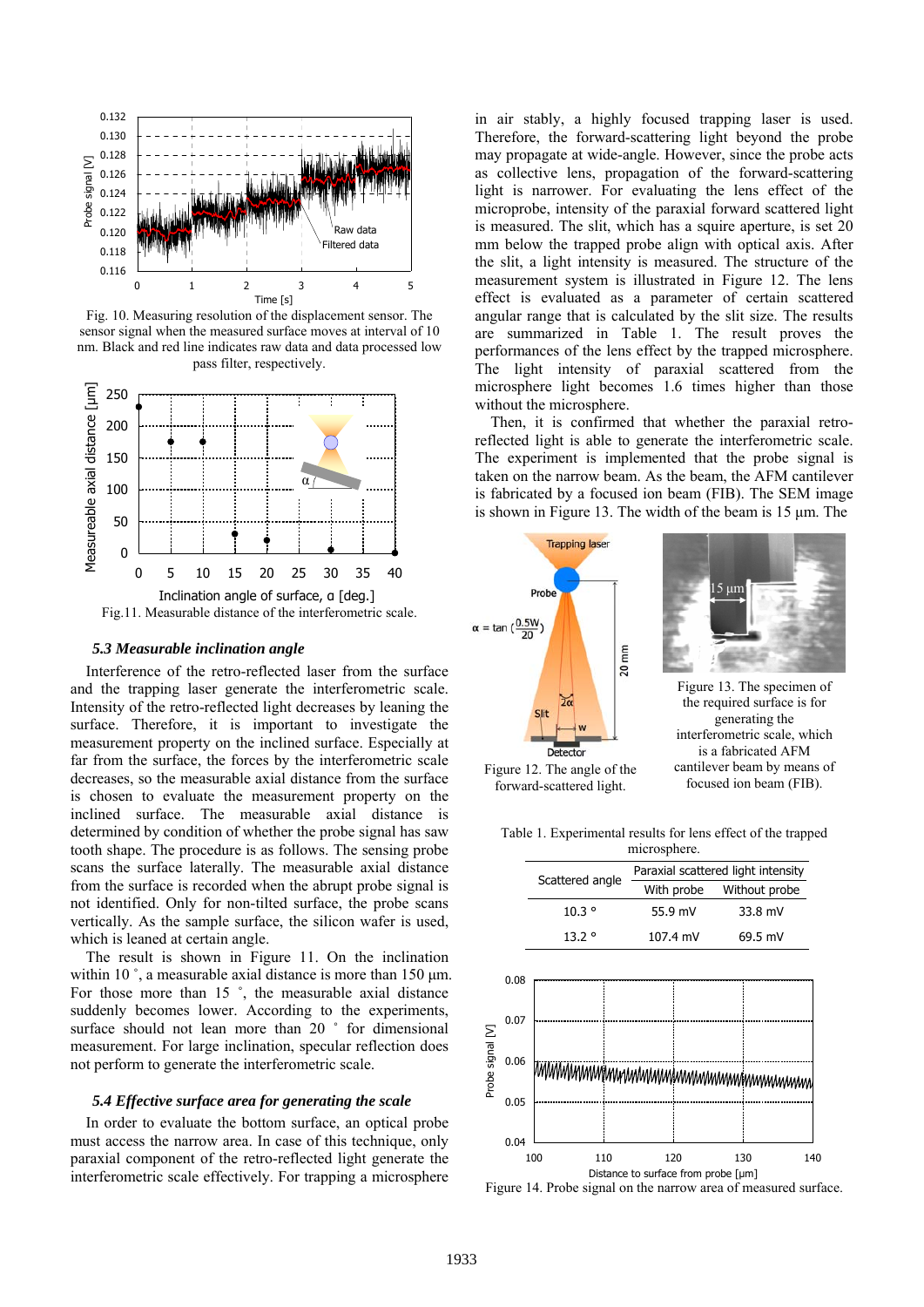Fig. 10. Measuring resolution of the displacement sensor. The sensor signal when the measured surface moves at interval of 10 nm. Black and red line indicates raw data and data processed low pass filter, respectively.

Fig.11. Measurable distance of the interferometric scale.

### 5.3 Measurable inclination angle

Interference of the retro-reflected laser from the surface and the trapping laser generate the interferometric scale. Intensity of the retro-reflected light decreases by leaning the surface. Therefore, it is important to investigate the measurement property on the inclined surface. Especially at far from the surface, the forces by the interferometric scale decreases, so the measurable axial distance from the surface is chosen to evaluate the measurement property on the inclined surface. The measurable axial distance is determined by condition of whether the probe signal has saw tooth shape. The procedure is as follows. The sensing probe scans the surface laterally. The measurable axial distance from the surface is recorded when the abrupt probe signal is not identified. Only for non-tilted surface, the probe scans vertically. As the sample surface, the silicon wafer is used, which is leaned at certain angle.

The result is shown in Figure 11. On the inclination within 10 °, a measurable axial distance is more than 150 µm. For those more than 15 °, the measurable axial distance suddenly becomes lower. According to the experiments, surface should not lean more than 20 ° for dimensional measurement. For large inclination, specular reflection does not perform to generate the interferometric scale.

### 5.4 Effective surface area for generating the scale

In order to evaluate the bottom surface, an optical probe must access the narrow area. In case of this technique, only paraxial component of the retro-reflected light generate the interferometric scale effectively. For trapping a microsphere in air stably, a highly focused trapping laser is used. Therefore, the forward-scattering light beyond the probe may propagate at wide-angle. However, since the probe acts as collective lens, propagation of the forward-scattering light is narrower. For evaluating the lens effect of the microprobe, intensity of the paraxial forward scattered light is measured. The slit, which has a squire aperture, is set 20 mm below the trapped probe align with optical axis. After the slit, a light intensity is measured. The structure of the measurement system is illustrated in Figure 12. The lens effect is evaluated as a parameter of certain scattered angular range that is calculated by the slit size. The results are summarized in Table 1. The result proves the performances of the lens effect by the trapped microsphere. The light intensity of paraxial scattered from the microsphere light becomes 1.6 times higher than those without the microsphere.

Then, it is confirmed that whether the paraxial retro-reflected light is able to generate the interferometric scale. The experiment is implemented that the probe signal is taken on the narrow beam. As the beam, the AFM cantilever is fabricated by a focused ion beam (FIB). The SEM image is shown in Figure 13. The width of the beam is 15 µm. The

$$\alpha = \tan\left(\frac{0.5W}{20}\right)$$

Figure 12. The angle of the forward-scattered light.

Figure 13. The specimen of the required surface is for generating the interferometric scale, which is a fabricated AFM cantilever beam by means of focused ion beam (FIB).

Table 1. Experimental results for lens effect of the trapped microsphere.

| Scattered angle | Paraxial scattered light intensity | |
|---|---|---|
| | With probe | Without probe |
| 10.3 ° | 55.9 mV | 33.8 mV |
| 13.2 ° | 107.4 mV | 69.5 mV |

Figure 14. Probe signal on the narrow area of measured surface.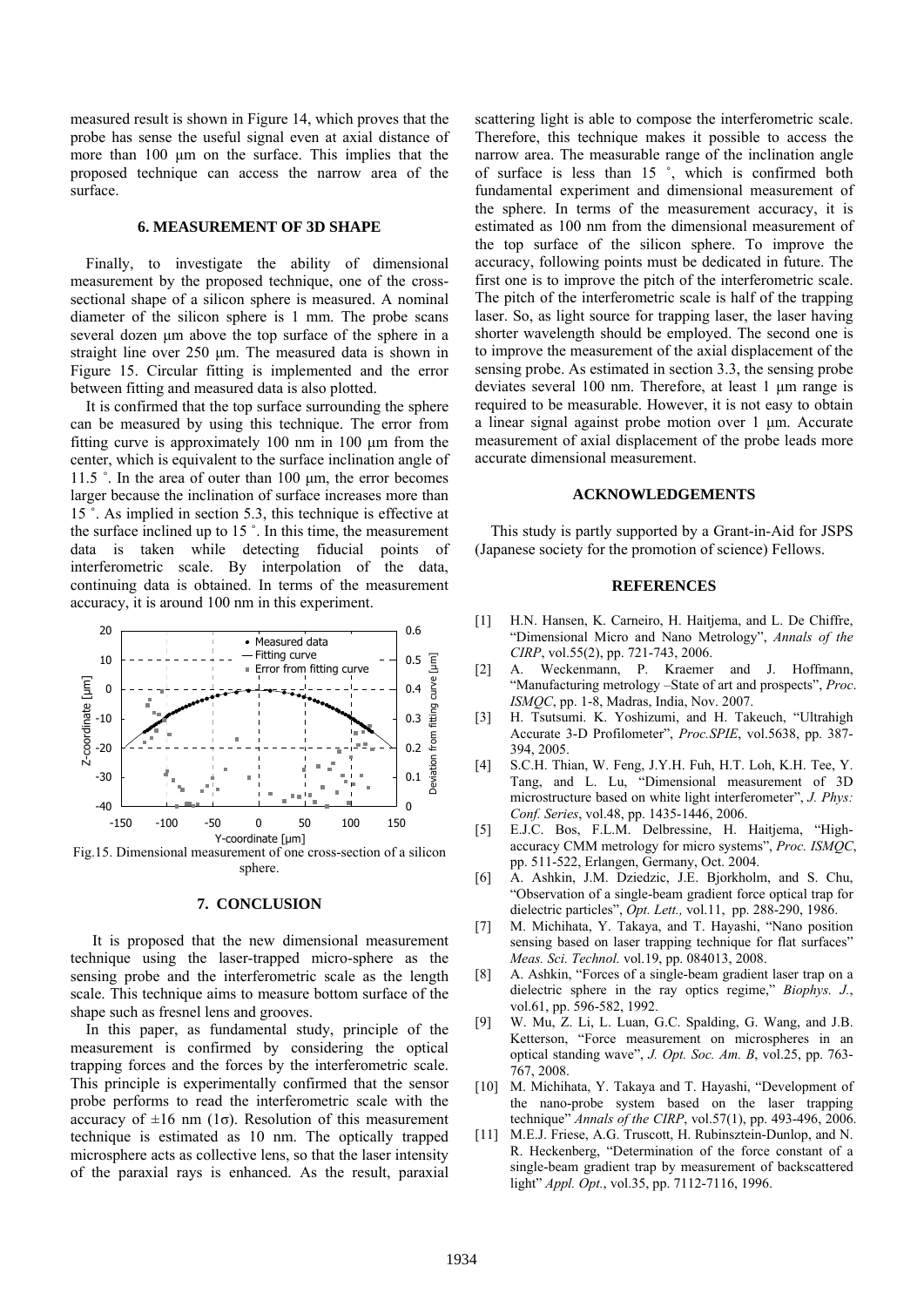measured result is shown in Figure 14, which proves that the probe has sense the useful signal even at axial distance of more than 100 μm on the surface. This implies that the proposed technique can access the narrow area of the surface.

### 6. MEASUREMENT OF 3D SHAPE

Finally, to investigate the ability of dimensional measurement by the proposed technique, one of the cross-sectional shape of a silicon sphere is measured. A nominal diameter of the silicon sphere is 1 mm. The probe scans several dozen μm above the top surface of the sphere in a straight line over 250 μm. The measured data is shown in Figure 15. Circular fitting is implemented and the error between fitting and measured data is also plotted.

It is confirmed that the top surface surrounding the sphere can be measured by using this technique. The error from fitting curve is approximately 100 nm in 100 μm from the center, which is equivalent to the surface inclination angle of 11.5 ˚. In the area of outer than 100 μm, the error becomes larger because the inclination of surface increases more than 15 ˚. As implied in section 5.3, this technique is effective at the surface inclined up to 15 ˚. In this time, the measurement data is taken while detecting fiducial points of interferometric scale. By interpolation of the data, continuing data is obtained. In terms of the measurement accuracy, it is around 100 nm in this experiment.

Measured data
Fitting curve
Error from fitting curve
Z-coordinate [μm]
Deviation from fitting curve [μm]
Y-coordinate [μm]
20
10
0
-10
-20
-30
-40
0.6
0.5
0.4
0.3
0.2
0.1
0
-150 -100 -50 0 50 100 150

Fig.15. Dimensional measurement of one cross-section of a silicon sphere.

### 7. CONCLUSION

It is proposed that the new dimensional measurement technique using the laser-trapped micro-sphere as the sensing probe and the interferometric scale as the length scale. This technique aims to measure bottom surface of the shape such as fresnel lens and grooves.

In this paper, as fundamental study, principle of the measurement is confirmed by considering the optical trapping forces and the forces by the interferometric scale. This principle is experimentally confirmed that the sensor probe performs to read the interferometric scale with the accuracy of ±16 nm (1σ). Resolution of this measurement technique is estimated as 10 nm. The optically trapped microsphere acts as collective lens, so that the laser intensity of the paraxial rays is enhanced. As the result, paraxial scattering light is able to compose the interferometric scale. Therefore, this technique makes it possible to access the narrow area. The measurable range of the inclination angle of surface is less than 15 ˚, which is confirmed both fundamental experiment and dimensional measurement of the sphere. In terms of the measurement accuracy, it is estimated as 100 nm from the dimensional measurement of the top surface of the silicon sphere. To improve the accuracy, following points must be dedicated in future. The first one is to improve the pitch of the interferometric scale. The pitch of the interferometric scale is half of the trapping laser. So, as light source for trapping laser, the laser having shorter wavelength should be employed. The second one is to improve the measurement of the axial displacement of the sensing probe. As estimated in section 3.3, the sensing probe deviates several 100 nm. Therefore, at least 1 μm range is required to be measurable. However, it is not easy to obtain a linear signal against probe motion over 1 μm. Accurate measurement of axial displacement of the probe leads more accurate dimensional measurement.

### ACKNOWLEDGEMENTS

This study is partly supported by a Grant-in-Aid for JSPS (Japanese society for the promotion of science) Fellows.

### REFERENCES

[1] H.N. Hansen, K. Carneiro, H. Haitjema, and L. De Chiffre, "Dimensional Micro and Nano Metrology", *Annals of the CIRP*, vol.55(2), pp. 721-743, 2006.

[2] A. Weckenmann, P. Kraemer and J. Hoffmann, "Manufacturing metrology –State of art and prospects", *Proc. ISMQC*, pp. 1-8, Madras, India, Nov. 2007.

[3] H. Tsutsumi. K. Yoshizumi, and H. Takeuch, "Ultrahigh Accurate 3-D Profilometer", *Proc.SPIE*, vol.5638, pp. 387-394, 2005.

[4] S.C.H. Thian, W. Feng, J.Y.H. Fuh, H.T. Loh, K.H. Tee, Y. Tang, and L. Lu, "Dimensional measurement of 3D microstructure based on white light interferometer", *J. Phys: Conf. Series*, vol.48, pp. 1435-1446, 2006.

[5] E.J.C. Bos, F.L.M. Delbressine, H. Haitjema, "High-accuracy CMM metrology for micro systems", *Proc. ISMQC*, pp. 511-522, Erlangen, Germany, Oct. 2004.

[6] A. Ashkin, J.M. Dziedzic, J.E. Bjorkholm, and S. Chu, "Observation of a single-beam gradient force optical trap for dielectric particles", *Opt. Lett.,* vol.11, pp. 288-290, 1986.

[7] M. Michihata, Y. Takaya, and T. Hayashi, "Nano position sensing based on laser trapping technique for flat surfaces" *Meas. Sci. Technol.* vol.19, pp. 084013, 2008.

[8] A. Ashkin, "Forces of a single-beam gradient laser trap on a dielectric sphere in the ray optics regime," *Biophys. J.*, vol.61, pp. 596-582, 1992.

[9] W. Mu, Z. Li, L. Luan, G.C. Spalding, G. Wang, and J.B. Ketterson, "Force measurement on microspheres in an optical standing wave", *J. Opt. Soc. Am. B*, vol.25, pp. 763-767, 2008.

[10] M. Michihata, Y. Takaya and T. Hayashi, "Development of the nano-probe system based on the laser trapping technique" *Annals of the CIRP*, vol.57(1), pp. 493-496, 2006.

[11] M.E.J. Friese, A.G. Truscott, H. Rubinsztein-Dunlop, and N. R. Heckenberg, "Determination of the force constant of a single-beam gradient trap by measurement of backscattered light" *Appl. Opt.*, vol.35, pp. 7112-7116, 1996.